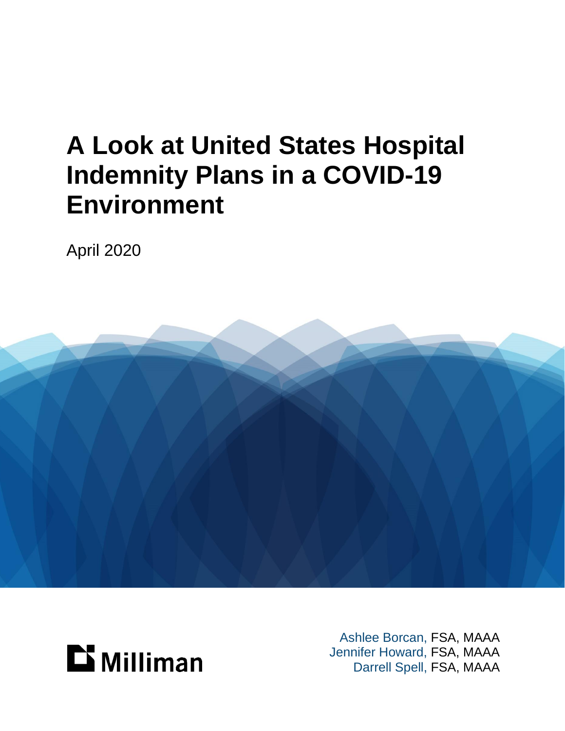# A Look at United States Hospital Indemnity Plans in a COVID-19 Environment

April 2020

Milliman

Ashlee Borcan, FSA, MAAA
Jennifer Howard, FSA, MAAA
Darrell Spell, FSA, MAAA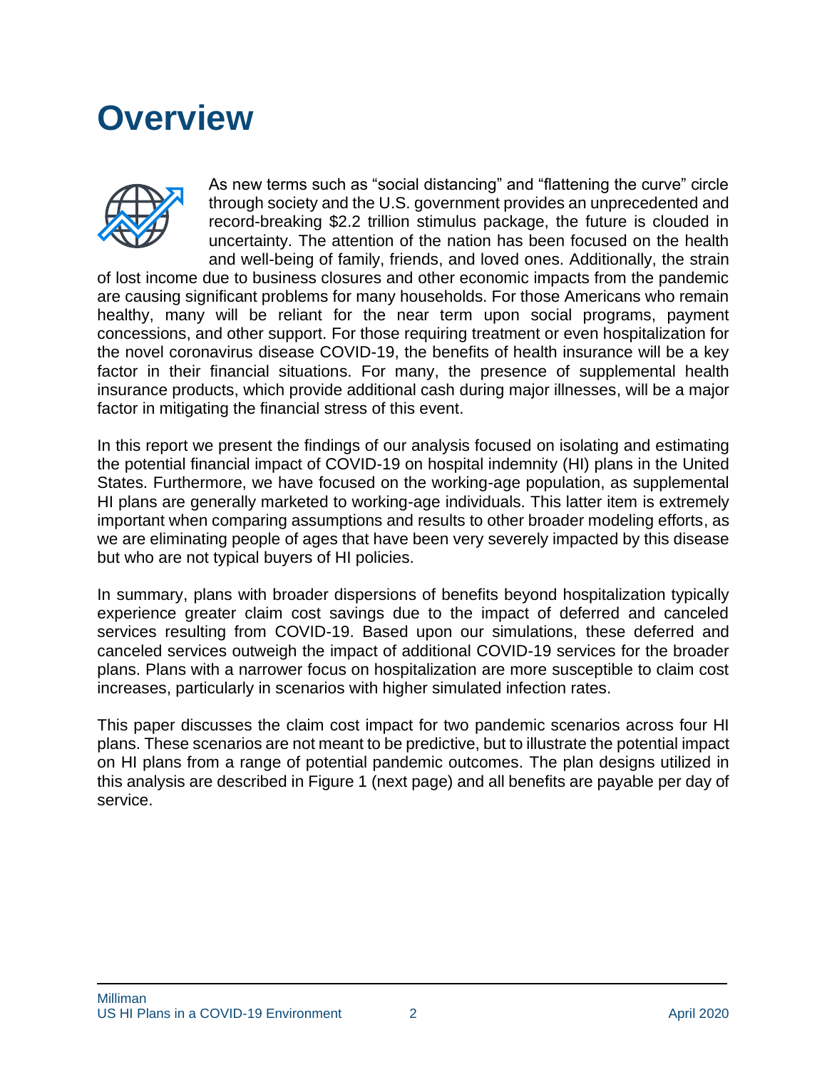# Overview

As new terms such as "social distancing" and "flattening the curve" circle through society and the U.S. government provides an unprecedented and record-breaking $2.2 trillion stimulus package, the future is clouded in uncertainty. The attention of the nation has been focused on the health and well-being of family, friends, and loved ones. Additionally, the strain of lost income due to business closures and other economic impacts from the pandemic are causing significant problems for many households. For those Americans who remain healthy, many will be reliant for the near term upon social programs, payment concessions, and other support. For those requiring treatment or even hospitalization for the novel coronavirus disease COVID-19, the benefits of health insurance will be a key factor in their financial situations. For many, the presence of supplemental health insurance products, which provide additional cash during major illnesses, will be a major factor in mitigating the financial stress of this event.

In this report we present the findings of our analysis focused on isolating and estimating the potential financial impact of COVID-19 on hospital indemnity (HI) plans in the United States. Furthermore, we have focused on the working-age population, as supplemental HI plans are generally marketed to working-age individuals. This latter item is extremely important when comparing assumptions and results to other broader modeling efforts, as we are eliminating people of ages that have been very severely impacted by this disease but who are not typical buyers of HI policies.

In summary, plans with broader dispersions of benefits beyond hospitalization typically experience greater claim cost savings due to the impact of deferred and canceled services resulting from COVID-19. Based upon our simulations, these deferred and canceled services outweigh the impact of additional COVID-19 services for the broader plans. Plans with a narrower focus on hospitalization are more susceptible to claim cost increases, particularly in scenarios with higher simulated infection rates.

This paper discusses the claim cost impact for two pandemic scenarios across four HI plans. These scenarios are not meant to be predictive, but to illustrate the potential impact on HI plans from a range of potential pandemic outcomes. The plan designs utilized in this analysis are described in Figure 1 (next page) and all benefits are payable per day of service.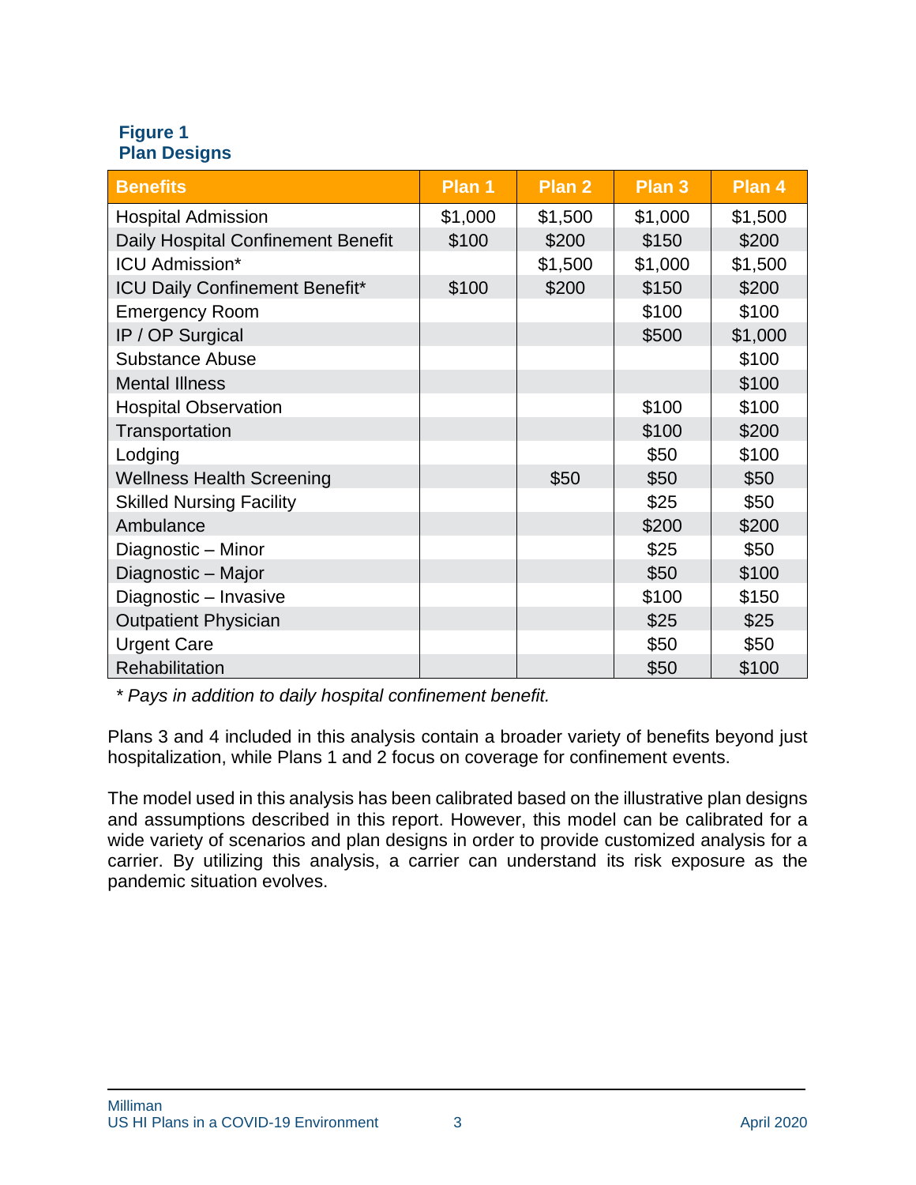**Figure 1**
**Plan Designs**

| Benefits | Plan 1 | Plan 2 | Plan 3 | Plan 4 |
|---|---|---|---|---|
| Hospital Admission | $1,000 | $1,500 | $1,000 | $1,500 |
| Daily Hospital Confinement Benefit | $100 | $200 | $150 | $200 |
| ICU Admission* | | $1,500 | $1,000 | $1,500 |
| ICU Daily Confinement Benefit* | $100 | $200 | $150 | $200 |
| Emergency Room | | | $100 | $100 |
| IP / OP Surgical | | | $500 | $1,000 |
| Substance Abuse | | | | $100 |
| Mental Illness | | | | $100 |
| Hospital Observation | | | $100 | $100 |
| Transportation | | | $100 | $200 |
| Lodging | | | $50 | $100 |
| Wellness Health Screening | | $50 | $50 | $50 |
| Skilled Nursing Facility | | | $25 | $50 |
| Ambulance | | | $200 | $200 |
| Diagnostic – Minor | | | $25 | $50 |
| Diagnostic – Major | | | $50 | $100 |
| Diagnostic – Invasive | | | $100 | $150 |
| Outpatient Physician | | | $25 | $25 |
| Urgent Care | | | $50 | $50 |
| Rehabilitation | | | $50 | $100 |

*\* Pays in addition to daily hospital confinement benefit.*

Plans 3 and 4 included in this analysis contain a broader variety of benefits beyond just hospitalization, while Plans 1 and 2 focus on coverage for confinement events.

The model used in this analysis has been calibrated based on the illustrative plan designs and assumptions described in this report. However, this model can be calibrated for a wide variety of scenarios and plan designs in order to provide customized analysis for a carrier. By utilizing this analysis, a carrier can understand its risk exposure as the pandemic situation evolves.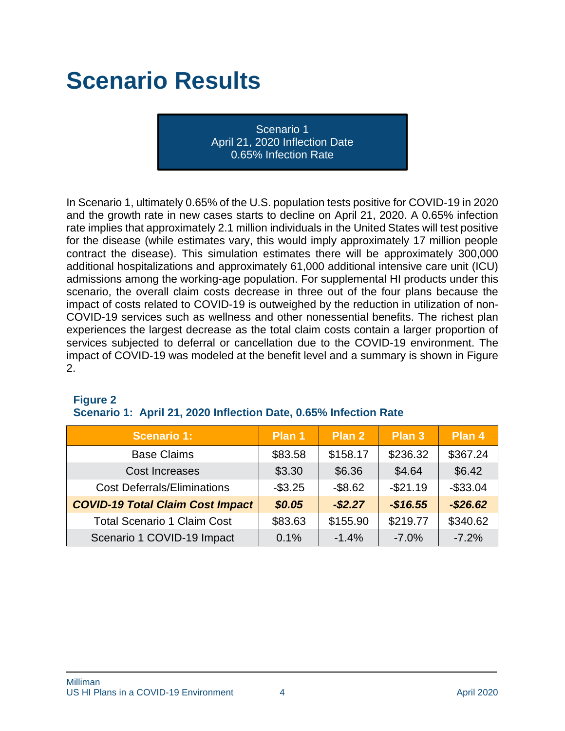# Scenario Results

Scenario 1
April 21, 2020 Inflection Date
0.65% Infection Rate

In Scenario 1, ultimately 0.65% of the U.S. population tests positive for COVID-19 in 2020 and the growth rate in new cases starts to decline on April 21, 2020. A 0.65% infection rate implies that approximately 2.1 million individuals in the United States will test positive for the disease (while estimates vary, this would imply approximately 17 million people contract the disease). This simulation estimates there will be approximately 300,000 additional hospitalizations and approximately 61,000 additional intensive care unit (ICU) admissions among the working-age population. For supplemental HI products under this scenario, the overall claim costs decrease in three out of the four plans because the impact of costs related to COVID-19 is outweighed by the reduction in utilization of non-COVID-19 services such as wellness and other nonessential benefits. The richest plan experiences the largest decrease as the total claim costs contain a larger proportion of services subjected to deferral or cancellation due to the COVID-19 environment. The impact of COVID-19 was modeled at the benefit level and a summary is shown in Figure 2.

**Figure 2**
**Scenario 1: April 21, 2020 Inflection Date, 0.65% Infection Rate**

| Scenario 1: | Plan 1 | Plan 2 | Plan 3 | Plan 4 |
|---|---|---|---|---|
| Base Claims | $83.58 | $158.17 | $236.32 | $367.24 |
| Cost Increases | $3.30 | $6.36 | $4.64 | $6.42 |
| Cost Deferrals/Eliminations | -$3.25 | -$8.62 | -$21.19 | -$33.04 |
| ***COVID-19 Total Claim Cost Impact*** | ***$0.05*** | ***-$2.27*** | ***-$16.55*** | ***-$26.62*** |
| Total Scenario 1 Claim Cost | $83.63 | $155.90 | $219.77 | $340.62 |
| Scenario 1 COVID-19 Impact | 0.1% | -1.4% | -7.0% | -7.2% |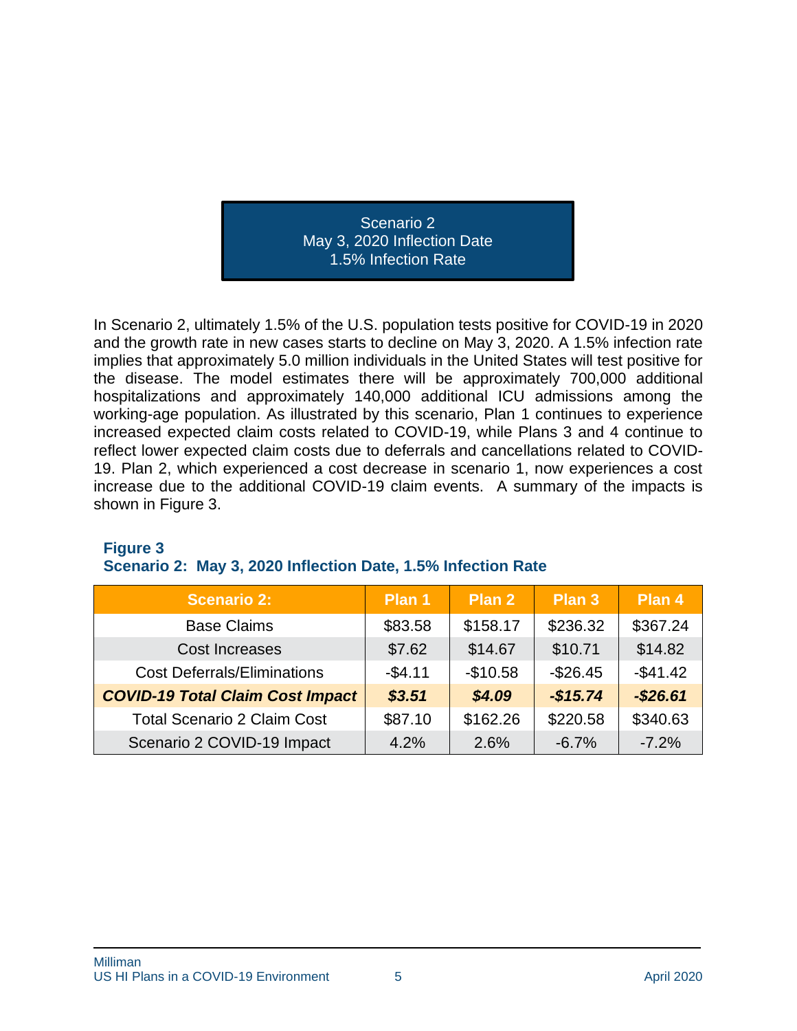## Scenario 2
## May 3, 2020 Inflection Date
## 1.5% Infection Rate

In Scenario 2, ultimately 1.5% of the U.S. population tests positive for COVID-19 in 2020 and the growth rate in new cases starts to decline on May 3, 2020. A 1.5% infection rate implies that approximately 5.0 million individuals in the United States will test positive for the disease. The model estimates there will be approximately 700,000 additional hospitalizations and approximately 140,000 additional ICU admissions among the working-age population. As illustrated by this scenario, Plan 1 continues to experience increased expected claim costs related to COVID-19, while Plans 3 and 4 continue to reflect lower expected claim costs due to deferrals and cancellations related to COVID-19. Plan 2, which experienced a cost decrease in scenario 1, now experiences a cost increase due to the additional COVID-19 claim events. A summary of the impacts is shown in Figure 3.

**Figure 3**
**Scenario 2: May 3, 2020 Inflection Date, 1.5% Infection Rate**

| Scenario 2: | Plan 1 | Plan 2 | Plan 3 | Plan 4 |
|---|---|---|---|---|
| Base Claims | $83.58 | $158.17 | $236.32 | $367.24 |
| Cost Increases | $7.62 | $14.67 | $10.71 | $14.82 |
| Cost Deferrals/Eliminations | -$4.11 | -$10.58 | -$26.45 | -$41.42 |
| ***COVID-19 Total Claim Cost Impact*** | ***$3.51*** | ***$4.09*** | ***-$15.74*** | ***-$26.61*** |
| Total Scenario 2 Claim Cost | $87.10 | $162.26 | $220.58 | $340.63 |
| Scenario 2 COVID-19 Impact | 4.2% | 2.6% | -6.7% | -7.2% |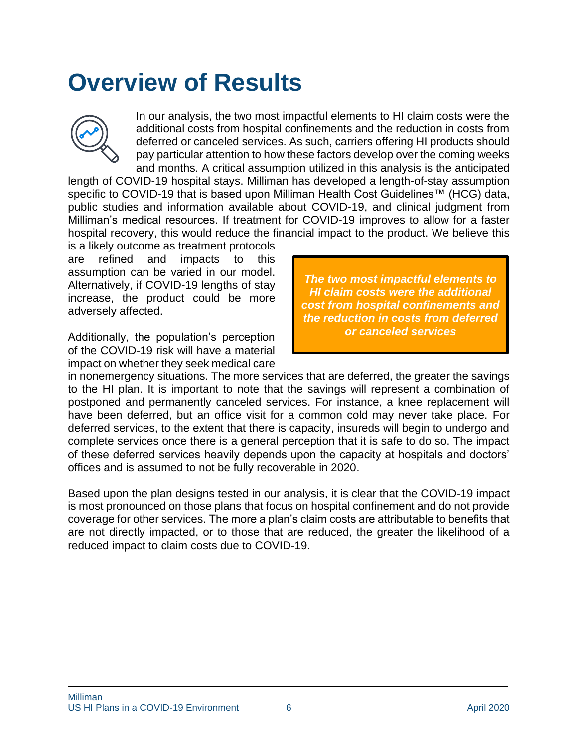# Overview of Results

In our analysis, the two most impactful elements to HI claim costs were the additional costs from hospital confinements and the reduction in costs from deferred or canceled services. As such, carriers offering HI products should pay particular attention to how these factors develop over the coming weeks and months. A critical assumption utilized in this analysis is the anticipated length of COVID-19 hospital stays. Milliman has developed a length-of-stay assumption specific to COVID-19 that is based upon Milliman Health Cost Guidelines™ (HCG) data, public studies and information available about COVID-19, and clinical judgment from Milliman's medical resources. If treatment for COVID-19 improves to allow for a faster hospital recovery, this would reduce the financial impact to the product. We believe this is a likely outcome as treatment protocols are refined and impacts to this assumption can be varied in our model. Alternatively, if COVID-19 lengths of stay increase, the product could be more adversely affected.

> ***The two most impactful elements to HI claim costs were the additional cost from hospital confinements and the reduction in costs from deferred or canceled services***

Additionally, the population's perception of the COVID-19 risk will have a material impact on whether they seek medical care in nonemergency situations. The more services that are deferred, the greater the savings to the HI plan. It is important to note that the savings will represent a combination of postponed and permanently canceled services. For instance, a knee replacement will have been deferred, but an office visit for a common cold may never take place. For deferred services, to the extent that there is capacity, insureds will begin to undergo and complete services once there is a general perception that it is safe to do so. The impact of these deferred services heavily depends upon the capacity at hospitals and doctors' offices and is assumed to not be fully recoverable in 2020.

Based upon the plan designs tested in our analysis, it is clear that the COVID-19 impact is most pronounced on those plans that focus on hospital confinement and do not provide coverage for other services. The more a plan's claim costs are attributable to benefits that are not directly impacted, or to those that are reduced, the greater the likelihood of a reduced impact to claim costs due to COVID-19.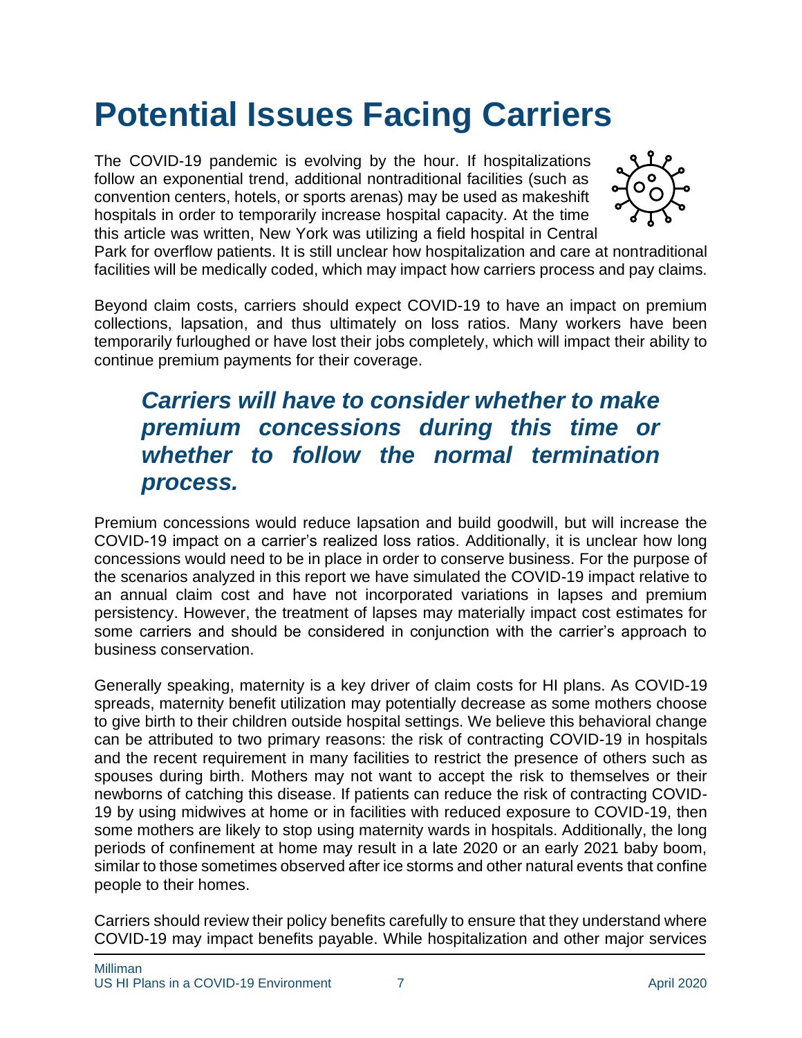# Potential Issues Facing Carriers

The COVID-19 pandemic is evolving by the hour. If hospitalizations follow an exponential trend, additional nontraditional facilities (such as convention centers, hotels, or sports arenas) may be used as makeshift hospitals in order to temporarily increase hospital capacity. At the time this article was written, New York was utilizing a field hospital in Central Park for overflow patients. It is still unclear how hospitalization and care at nontraditional facilities will be medically coded, which may impact how carriers process and pay claims.

Beyond claim costs, carriers should expect COVID-19 to have an impact on premium collections, lapsation, and thus ultimately on loss ratios. Many workers have been temporarily furloughed or have lost their jobs completely, which will impact their ability to continue premium payments for their coverage.

***Carriers will have to consider whether to make premium concessions during this time or whether to follow the normal termination process.***

Premium concessions would reduce lapsation and build goodwill, but will increase the COVID-19 impact on a carrier's realized loss ratios. Additionally, it is unclear how long concessions would need to be in place in order to conserve business. For the purpose of the scenarios analyzed in this report we have simulated the COVID-19 impact relative to an annual claim cost and have not incorporated variations in lapses and premium persistency. However, the treatment of lapses may materially impact cost estimates for some carriers and should be considered in conjunction with the carrier's approach to business conservation.

Generally speaking, maternity is a key driver of claim costs for HI plans. As COVID-19 spreads, maternity benefit utilization may potentially decrease as some mothers choose to give birth to their children outside hospital settings. We believe this behavioral change can be attributed to two primary reasons: the risk of contracting COVID-19 in hospitals and the recent requirement in many facilities to restrict the presence of others such as spouses during birth. Mothers may not want to accept the risk to themselves or their newborns of catching this disease. If patients can reduce the risk of contracting COVID-19 by using midwives at home or in facilities with reduced exposure to COVID-19, then some mothers are likely to stop using maternity wards in hospitals. Additionally, the long periods of confinement at home may result in a late 2020 or an early 2021 baby boom, similar to those sometimes observed after ice storms and other natural events that confine people to their homes.

Carriers should review their policy benefits carefully to ensure that they understand where COVID-19 may impact benefits payable. While hospitalization and other major services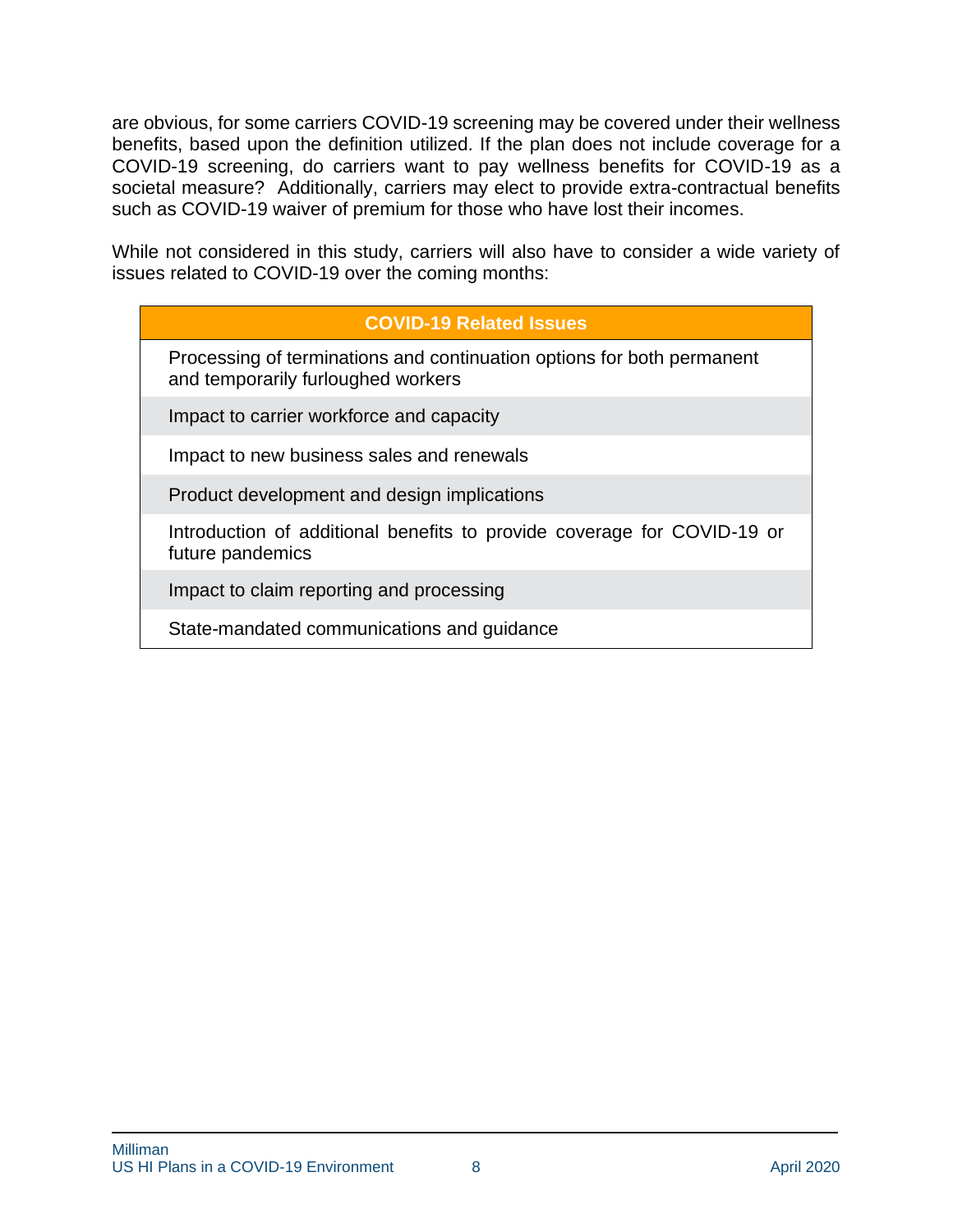are obvious, for some carriers COVID-19 screening may be covered under their wellness benefits, based upon the definition utilized. If the plan does not include coverage for a COVID-19 screening, do carriers want to pay wellness benefits for COVID-19 as a societal measure? Additionally, carriers may elect to provide extra-contractual benefits such as COVID-19 waiver of premium for those who have lost their incomes.

While not considered in this study, carriers will also have to consider a wide variety of issues related to COVID-19 over the coming months:

| COVID-19 Related Issues |
| --- |
| Processing of terminations and continuation options for both permanent and temporarily furloughed workers |
| Impact to carrier workforce and capacity |
| Impact to new business sales and renewals |
| Product development and design implications |
| Introduction of additional benefits to provide coverage for COVID-19 or future pandemics |
| Impact to claim reporting and processing |
| State-mandated communications and guidance |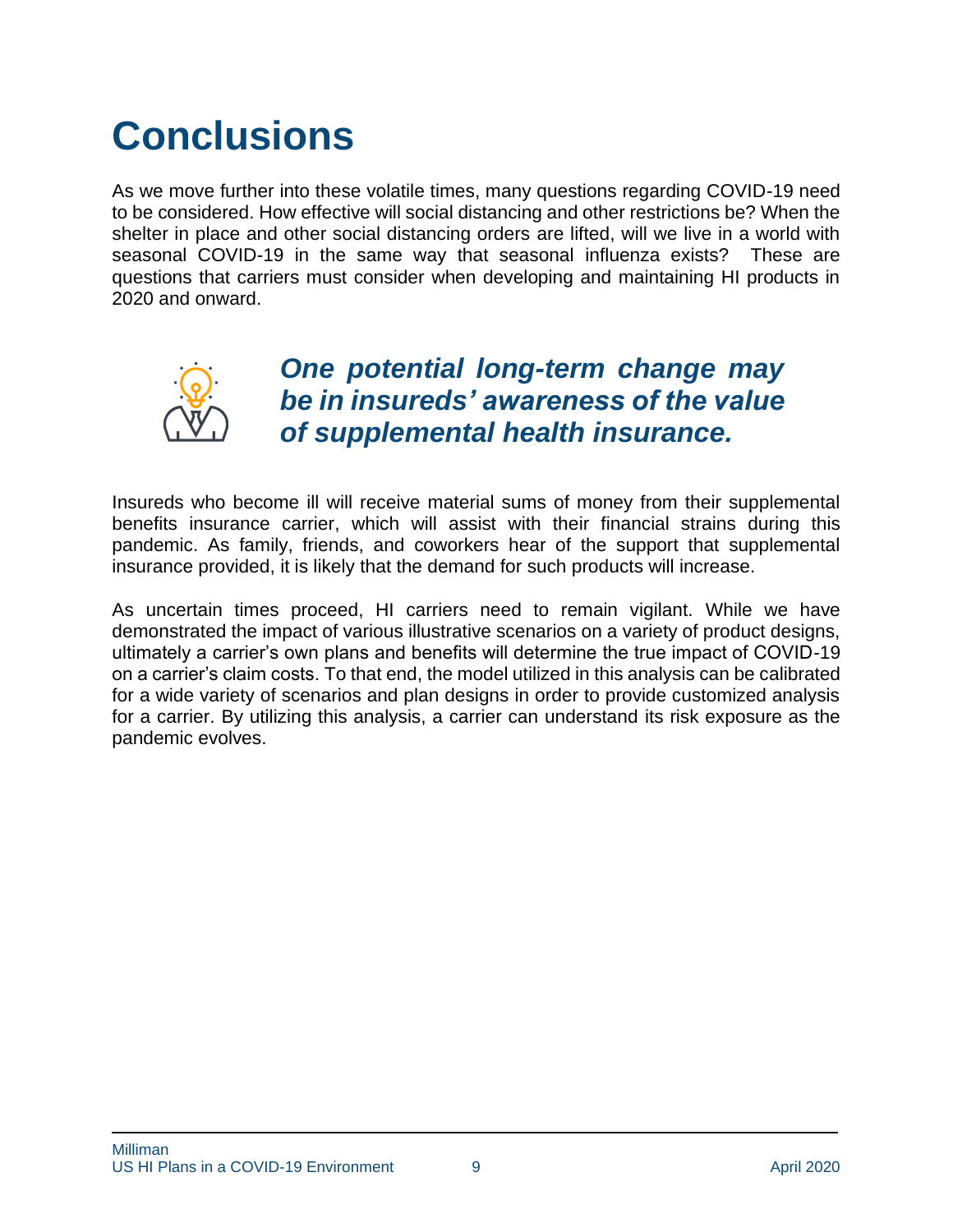# Conclusions

As we move further into these volatile times, many questions regarding COVID-19 need to be considered. How effective will social distancing and other restrictions be? When the shelter in place and other social distancing orders are lifted, will we live in a world with seasonal COVID-19 in the same way that seasonal influenza exists? These are questions that carriers must consider when developing and maintaining HI products in 2020 and onward.

***One potential long-term change may be in insureds' awareness of the value of supplemental health insurance.***

Insureds who become ill will receive material sums of money from their supplemental benefits insurance carrier, which will assist with their financial strains during this pandemic. As family, friends, and coworkers hear of the support that supplemental insurance provided, it is likely that the demand for such products will increase.

As uncertain times proceed, HI carriers need to remain vigilant. While we have demonstrated the impact of various illustrative scenarios on a variety of product designs, ultimately a carrier's own plans and benefits will determine the true impact of COVID-19 on a carrier's claim costs. To that end, the model utilized in this analysis can be calibrated for a wide variety of scenarios and plan designs in order to provide customized analysis for a carrier. By utilizing this analysis, a carrier can understand its risk exposure as the pandemic evolves.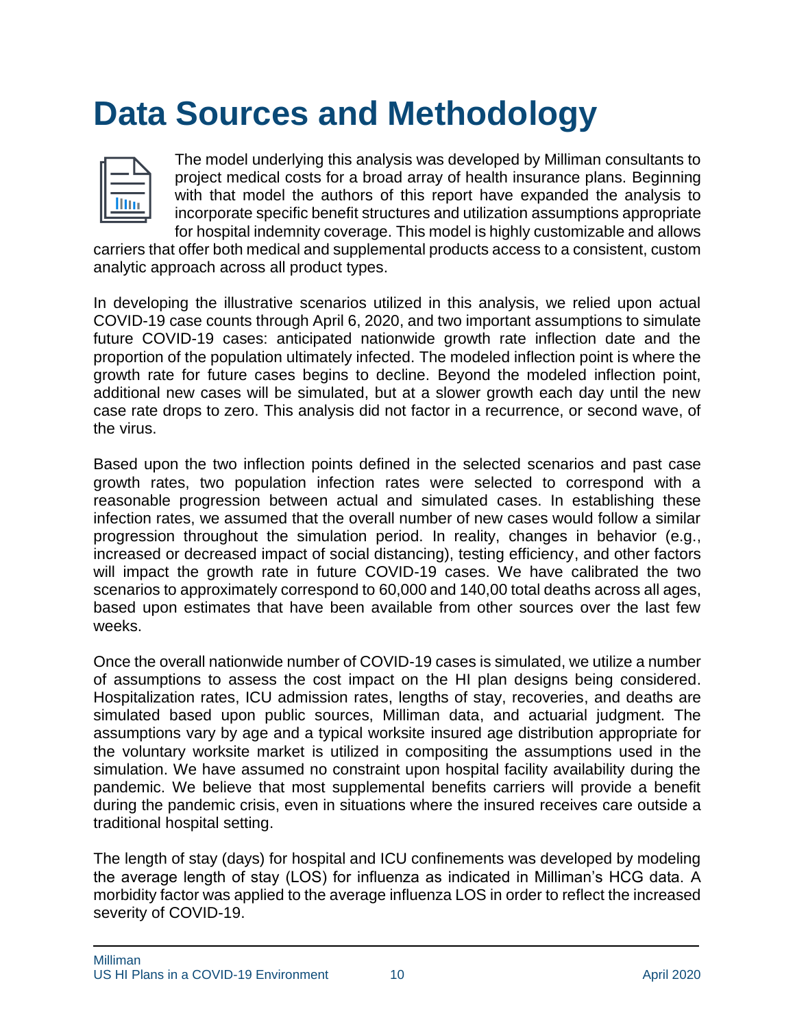# Data Sources and Methodology

The model underlying this analysis was developed by Milliman consultants to project medical costs for a broad array of health insurance plans. Beginning with that model the authors of this report have expanded the analysis to incorporate specific benefit structures and utilization assumptions appropriate for hospital indemnity coverage. This model is highly customizable and allows carriers that offer both medical and supplemental products access to a consistent, custom analytic approach across all product types.

In developing the illustrative scenarios utilized in this analysis, we relied upon actual COVID-19 case counts through April 6, 2020, and two important assumptions to simulate future COVID-19 cases: anticipated nationwide growth rate inflection date and the proportion of the population ultimately infected. The modeled inflection point is where the growth rate for future cases begins to decline. Beyond the modeled inflection point, additional new cases will be simulated, but at a slower growth each day until the new case rate drops to zero. This analysis did not factor in a recurrence, or second wave, of the virus.

Based upon the two inflection points defined in the selected scenarios and past case growth rates, two population infection rates were selected to correspond with a reasonable progression between actual and simulated cases. In establishing these infection rates, we assumed that the overall number of new cases would follow a similar progression throughout the simulation period. In reality, changes in behavior (e.g., increased or decreased impact of social distancing), testing efficiency, and other factors will impact the growth rate in future COVID-19 cases. We have calibrated the two scenarios to approximately correspond to 60,000 and 140,00 total deaths across all ages, based upon estimates that have been available from other sources over the last few weeks.

Once the overall nationwide number of COVID-19 cases is simulated, we utilize a number of assumptions to assess the cost impact on the HI plan designs being considered. Hospitalization rates, ICU admission rates, lengths of stay, recoveries, and deaths are simulated based upon public sources, Milliman data, and actuarial judgment. The assumptions vary by age and a typical worksite insured age distribution appropriate for the voluntary worksite market is utilized in compositing the assumptions used in the simulation. We have assumed no constraint upon hospital facility availability during the pandemic. We believe that most supplemental benefits carriers will provide a benefit during the pandemic crisis, even in situations where the insured receives care outside a traditional hospital setting.

The length of stay (days) for hospital and ICU confinements was developed by modeling the average length of stay (LOS) for influenza as indicated in Milliman's HCG data. A morbidity factor was applied to the average influenza LOS in order to reflect the increased severity of COVID-19.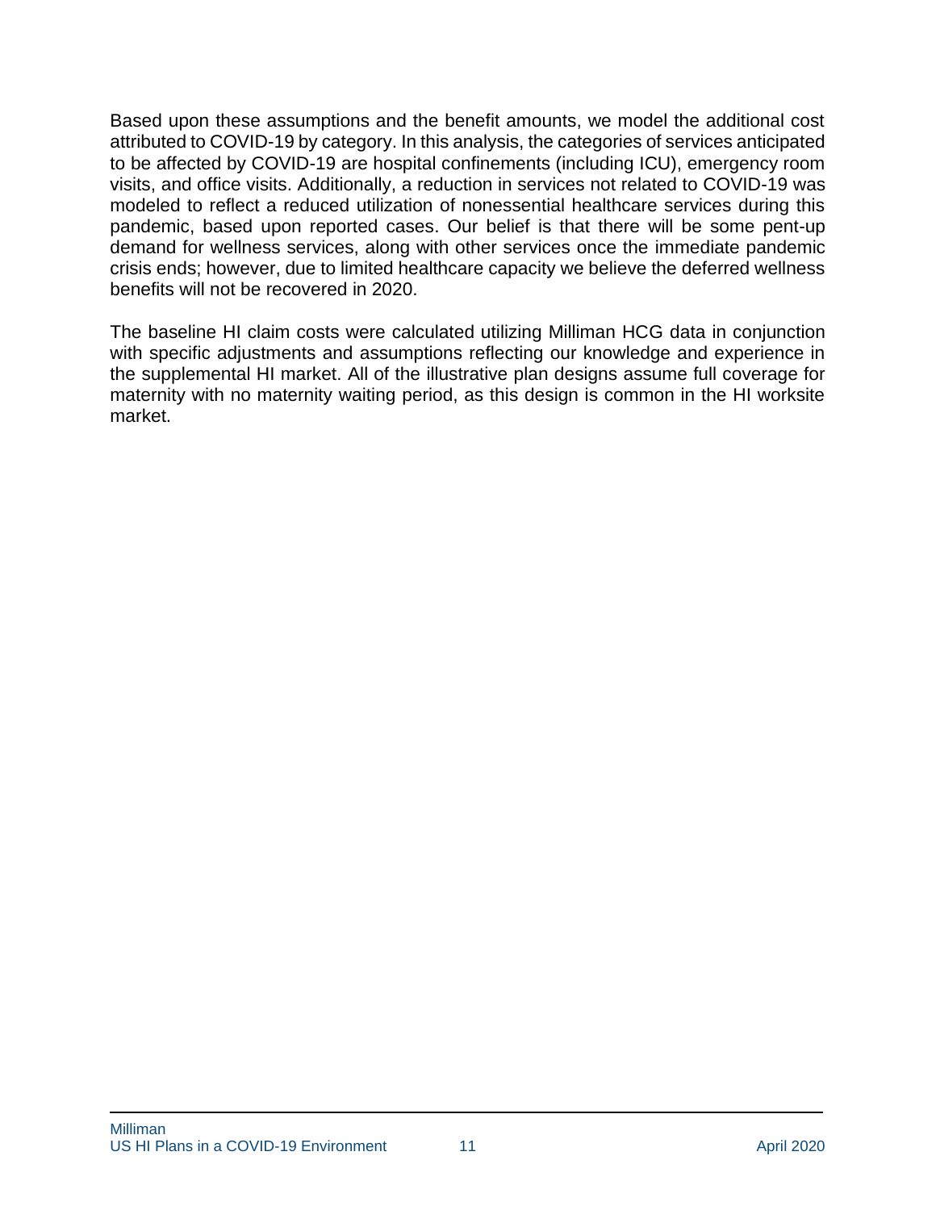Based upon these assumptions and the benefit amounts, we model the additional cost attributed to COVID-19 by category. In this analysis, the categories of services anticipated to be affected by COVID-19 are hospital confinements (including ICU), emergency room visits, and office visits. Additionally, a reduction in services not related to COVID-19 was modeled to reflect a reduced utilization of nonessential healthcare services during this pandemic, based upon reported cases. Our belief is that there will be some pent-up demand for wellness services, along with other services once the immediate pandemic crisis ends; however, due to limited healthcare capacity we believe the deferred wellness benefits will not be recovered in 2020.

The baseline HI claim costs were calculated utilizing Milliman HCG data in conjunction with specific adjustments and assumptions reflecting our knowledge and experience in the supplemental HI market. All of the illustrative plan designs assume full coverage for maternity with no maternity waiting period, as this design is common in the HI worksite market.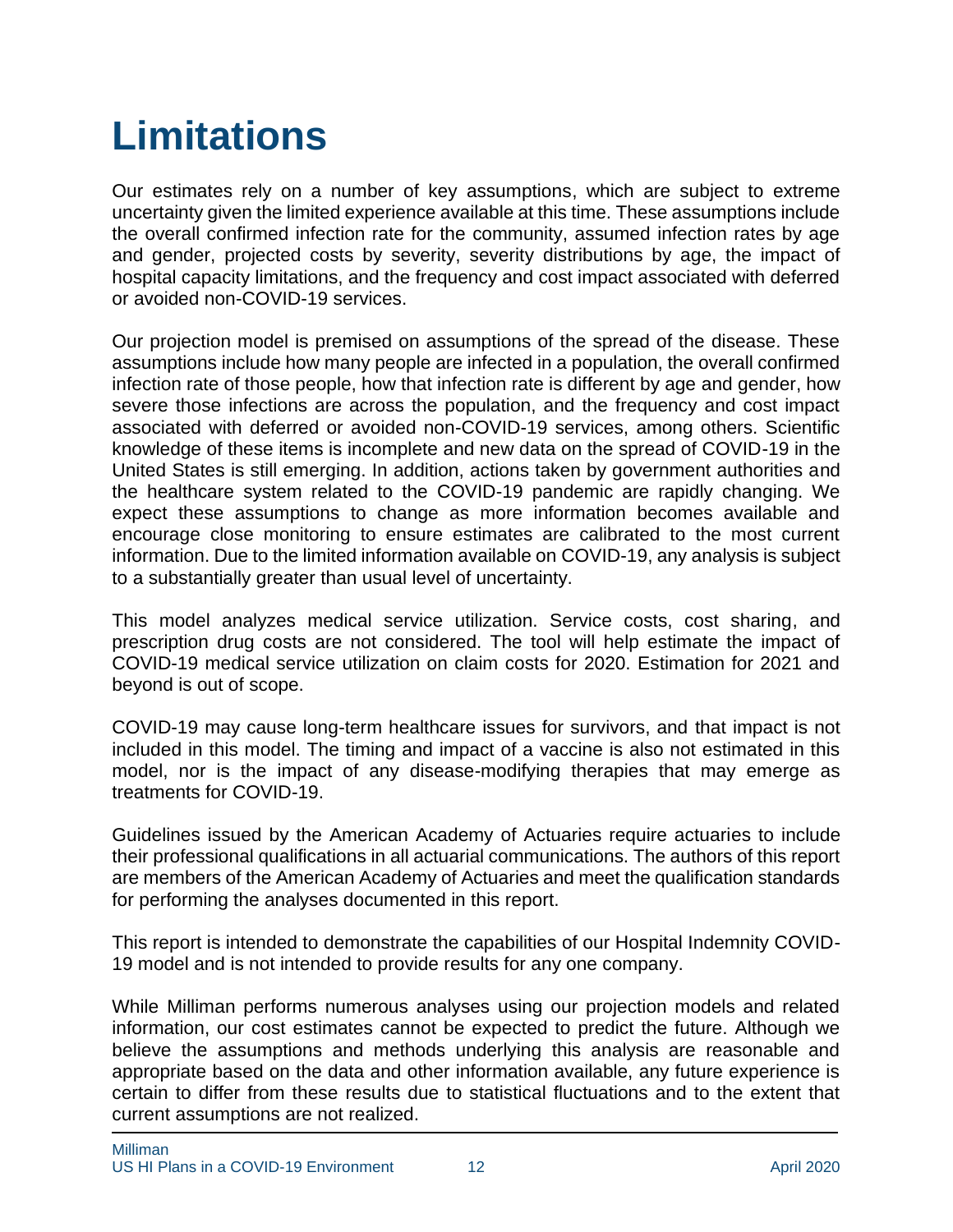# Limitations

Our estimates rely on a number of key assumptions, which are subject to extreme uncertainty given the limited experience available at this time. These assumptions include the overall confirmed infection rate for the community, assumed infection rates by age and gender, projected costs by severity, severity distributions by age, the impact of hospital capacity limitations, and the frequency and cost impact associated with deferred or avoided non-COVID-19 services.

Our projection model is premised on assumptions of the spread of the disease. These assumptions include how many people are infected in a population, the overall confirmed infection rate of those people, how that infection rate is different by age and gender, how severe those infections are across the population, and the frequency and cost impact associated with deferred or avoided non-COVID-19 services, among others. Scientific knowledge of these items is incomplete and new data on the spread of COVID-19 in the United States is still emerging. In addition, actions taken by government authorities and the healthcare system related to the COVID-19 pandemic are rapidly changing. We expect these assumptions to change as more information becomes available and encourage close monitoring to ensure estimates are calibrated to the most current information. Due to the limited information available on COVID-19, any analysis is subject to a substantially greater than usual level of uncertainty.

This model analyzes medical service utilization. Service costs, cost sharing, and prescription drug costs are not considered. The tool will help estimate the impact of COVID-19 medical service utilization on claim costs for 2020. Estimation for 2021 and beyond is out of scope.

COVID-19 may cause long-term healthcare issues for survivors, and that impact is not included in this model. The timing and impact of a vaccine is also not estimated in this model, nor is the impact of any disease-modifying therapies that may emerge as treatments for COVID-19.

Guidelines issued by the American Academy of Actuaries require actuaries to include their professional qualifications in all actuarial communications. The authors of this report are members of the American Academy of Actuaries and meet the qualification standards for performing the analyses documented in this report.

This report is intended to demonstrate the capabilities of our Hospital Indemnity COVID-19 model and is not intended to provide results for any one company.

While Milliman performs numerous analyses using our projection models and related information, our cost estimates cannot be expected to predict the future. Although we believe the assumptions and methods underlying this analysis are reasonable and appropriate based on the data and other information available, any future experience is certain to differ from these results due to statistical fluctuations and to the extent that current assumptions are not realized.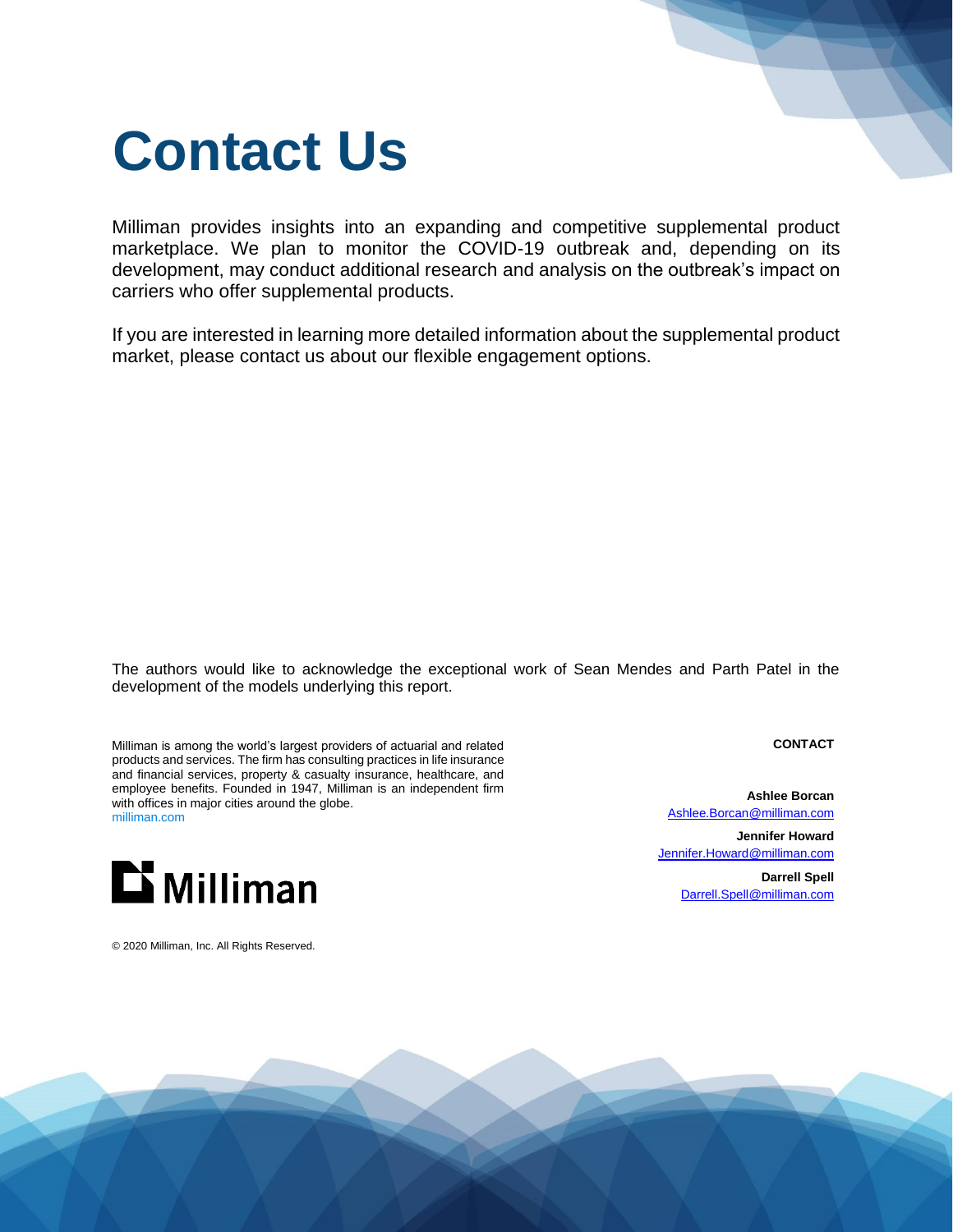# Contact Us

Milliman provides insights into an expanding and competitive supplemental product marketplace. We plan to monitor the COVID-19 outbreak and, depending on its development, may conduct additional research and analysis on the outbreak's impact on carriers who offer supplemental products.

If you are interested in learning more detailed information about the supplemental product market, please contact us about our flexible engagement options.

The authors would like to acknowledge the exceptional work of Sean Mendes and Parth Patel in the development of the models underlying this report.

Milliman is among the world's largest providers of actuarial and related products and services. The firm has consulting practices in life insurance and financial services, property & casualty insurance, healthcare, and employee benefits. Founded in 1947, Milliman is an independent firm with offices in major cities around the globe.
milliman.com

Milliman

© 2020 Milliman, Inc. All Rights Reserved.

**CONTACT**

**Ashlee Borcan**
Ashlee.Borcan@milliman.com

**Jennifer Howard**
Jennifer.Howard@milliman.com

**Darrell Spell**
Darrell.Spell@milliman.com